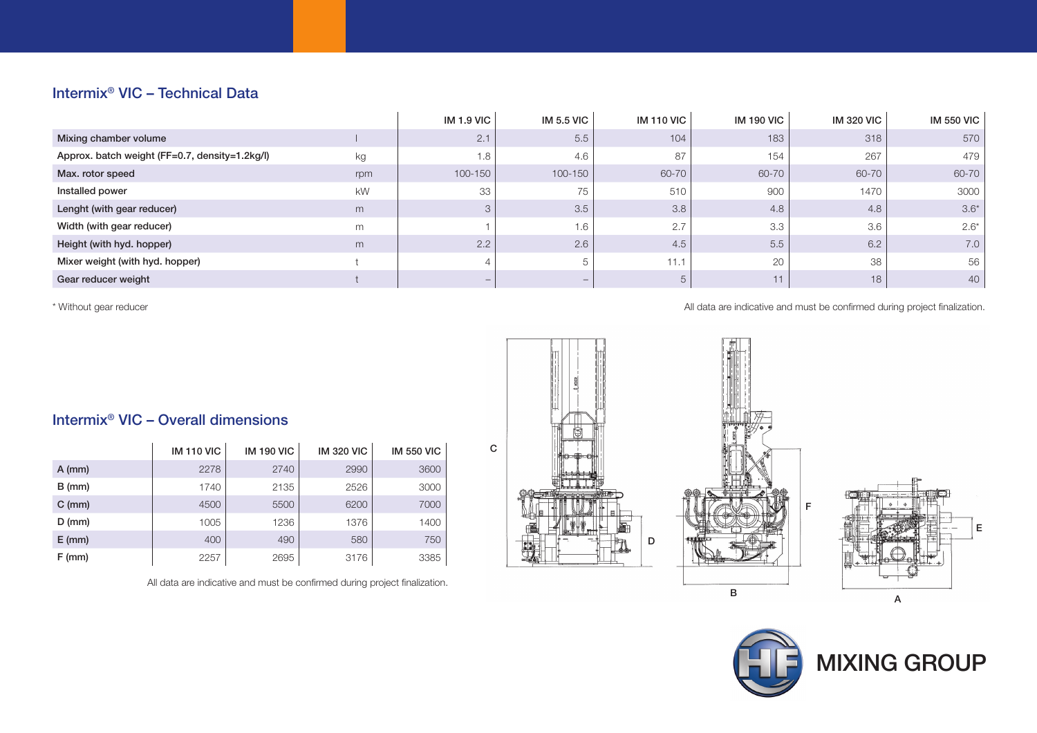## Intermix® VIC – Technical Data

| | | IM 1.9 VIC | IM 5.5 VIC | IM 110 VIC | IM 190 VIC | IM 320 VIC | IM 550 VIC |
|---|---|---|---|---|---|---|---|
| Mixing chamber volume | l | 2.1 | 5.5 | 104 | 183 | 318 | 570 |
| Approx. batch weight (FF=0.7, density=1.2kg/l) | kg | 1.8 | 4.6 | 87 | 154 | 267 | 479 |
| Max. rotor speed | rpm | 100-150 | 100-150 | 60-70 | 60-70 | 60-70 | 60-70 |
| Installed power | kW | 33 | 75 | 510 | 900 | 1470 | 3000 |
| Lenght (with gear reducer) | m | 3 | 3.5 | 3.8 | 4.8 | 4.8 | 3.6* |
| Width (with gear reducer) | m | 1 | 1.6 | 2.7 | 3.3 | 3.6 | 2.6* |
| Height (with hyd. hopper) | m | 2.2 | 2.6 | 4.5 | 5.5 | 6.2 | 7.0 |
| Mixer weight (with hyd. hopper) | t | 4 | 5 | 11.1 | 20 | 38 | 56 |
| Gear reducer weight | t | – | – | 5 | 11 | 18 | 40 |

\* Without gear reducer

All data are indicative and must be confirmed during project finalization.

## Intermix® VIC – Overall dimensions

| | IM 110 VIC | IM 190 VIC | IM 320 VIC | IM 550 VIC |
|---|---|---|---|---|
| A (mm) | 2278 | 2740 | 2990 | 3600 |
| B (mm) | 1740 | 2135 | 2526 | 3000 |
| C (mm) | 4500 | 5500 | 6200 | 7000 |
| D (mm) | 1005 | 1236 | 1376 | 1400 |
| E (mm) | 400 | 490 | 580 | 750 |
| F (mm) | 2257 | 2695 | 3176 | 3385 |

All data are indicative and must be confirmed during project finalization.

HF MIXING GROUP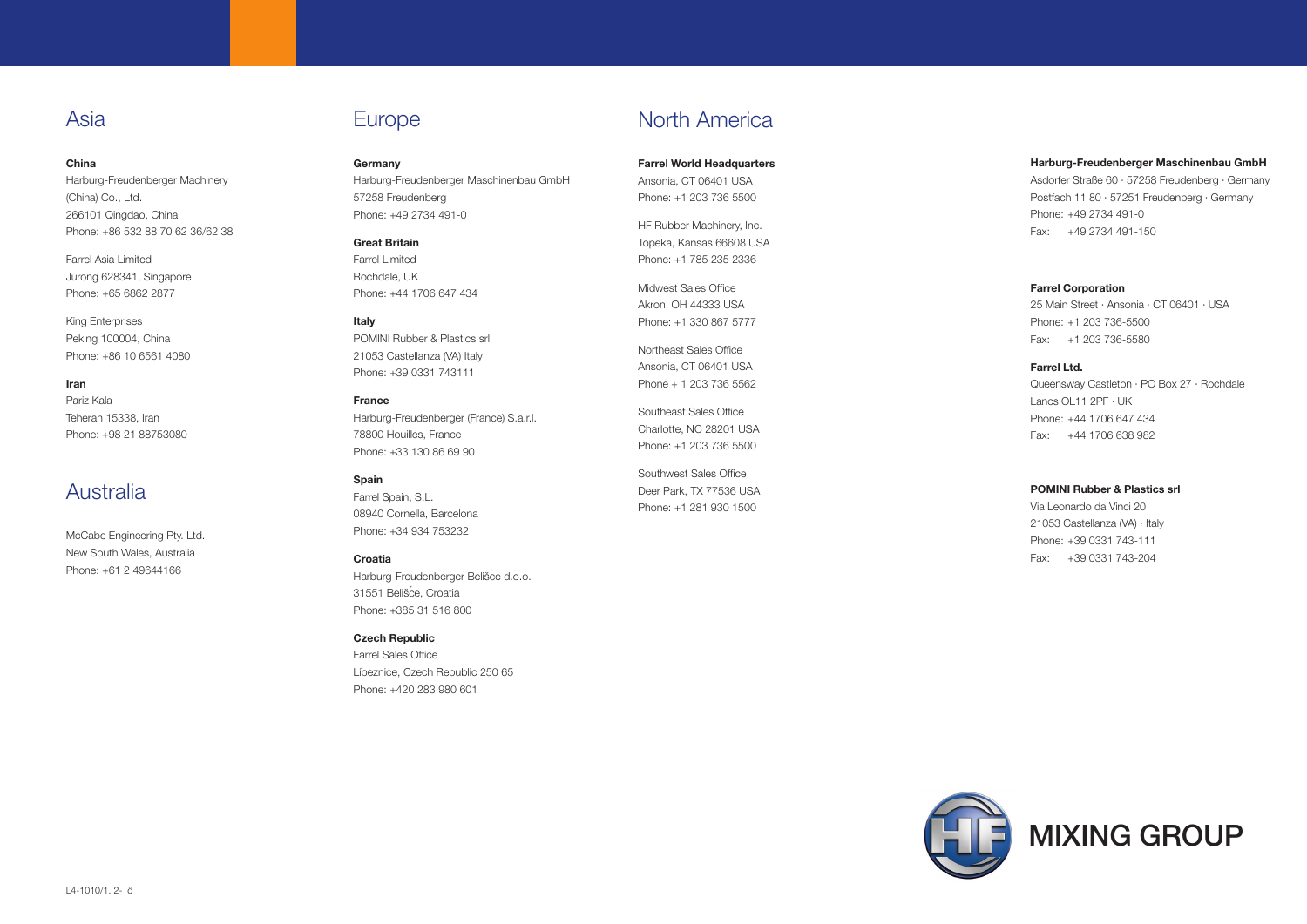## Asia

**China**
Harburg-Freudenberger Machinery (China) Co., Ltd.
266101 Qingdao, China
Phone: +86 532 88 70 62 36/62 38

Farrel Asia Limited
Jurong 628341, Singapore
Phone: +65 6862 2877

King Enterprises
Peking 100004, China
Phone: +86 10 6561 4080

**Iran**
Pariz Kala
Teheran 15338, Iran
Phone: +98 21 88753080

## Australia

McCabe Engineering Pty. Ltd.
New South Wales, Australia
Phone: +61 2 49644166

## Europe

**Germany**
Harburg-Freudenberger Maschinenbau GmbH
57258 Freudenberg
Phone: +49 2734 491-0

**Great Britain**
Farrel Limited
Rochdale, UK
Phone: +44 1706 647 434

**Italy**
POMINI Rubber & Plastics srl
21053 Castellanza (VA) Italy
Phone: +39 0331 743111

**France**
Harburg-Freudenberger (France) S.a.r.l.
78800 Houilles, France
Phone: +33 130 86 69 90

**Spain**
Farrel Spain, S.L.
08940 Cornella, Barcelona
Phone: +34 934 753232

**Croatia**
Harburg-Freudenberger Belišće d.o.o.
31551 Belišće, Croatia
Phone: +385 31 516 800

**Czech Republic**
Farrel Sales Office
Libeznice, Czech Republic 250 65
Phone: +420 283 980 601

## North America

**Farrel World Headquarters**
Ansonia, CT 06401 USA
Phone: +1 203 736 5500

HF Rubber Machinery, Inc.
Topeka, Kansas 66608 USA
Phone: +1 785 235 2336

Midwest Sales Office
Akron, OH 44333 USA
Phone: +1 330 867 5777

Northeast Sales Office
Ansonia, CT 06401 USA
Phone + 1 203 736 5562

Southeast Sales Office
Charlotte, NC 28201 USA
Phone: +1 203 736 5500

Southwest Sales Office
Deer Park, TX 77536 USA
Phone: +1 281 930 1500

**Harburg-Freudenberger Maschinenbau GmbH**
Asdorfer Straße 60 · 57258 Freudenberg · Germany
Postfach 11 80 · 57251 Freudenberg · Germany
Phone: +49 2734 491-0
Fax: +49 2734 491-150

**Farrel Corporation**
25 Main Street · Ansonia · CT 06401 · USA
Phone: +1 203 736-5500
Fax: +1 203 736-5580

**Farrel Ltd.**
Queensway Castleton · PO Box 27 · Rochdale
Lancs OL11 2PF · UK
Phone: +44 1706 647 434
Fax: +44 1706 638 982

**POMINI Rubber & Plastics srl**
Via Leonardo da Vinci 20
21053 Castellanza (VA) · Italy
Phone: +39 0331 743-111
Fax: +39 0331 743-204

MIXING GROUP

L4-1010/1. 2-Tö